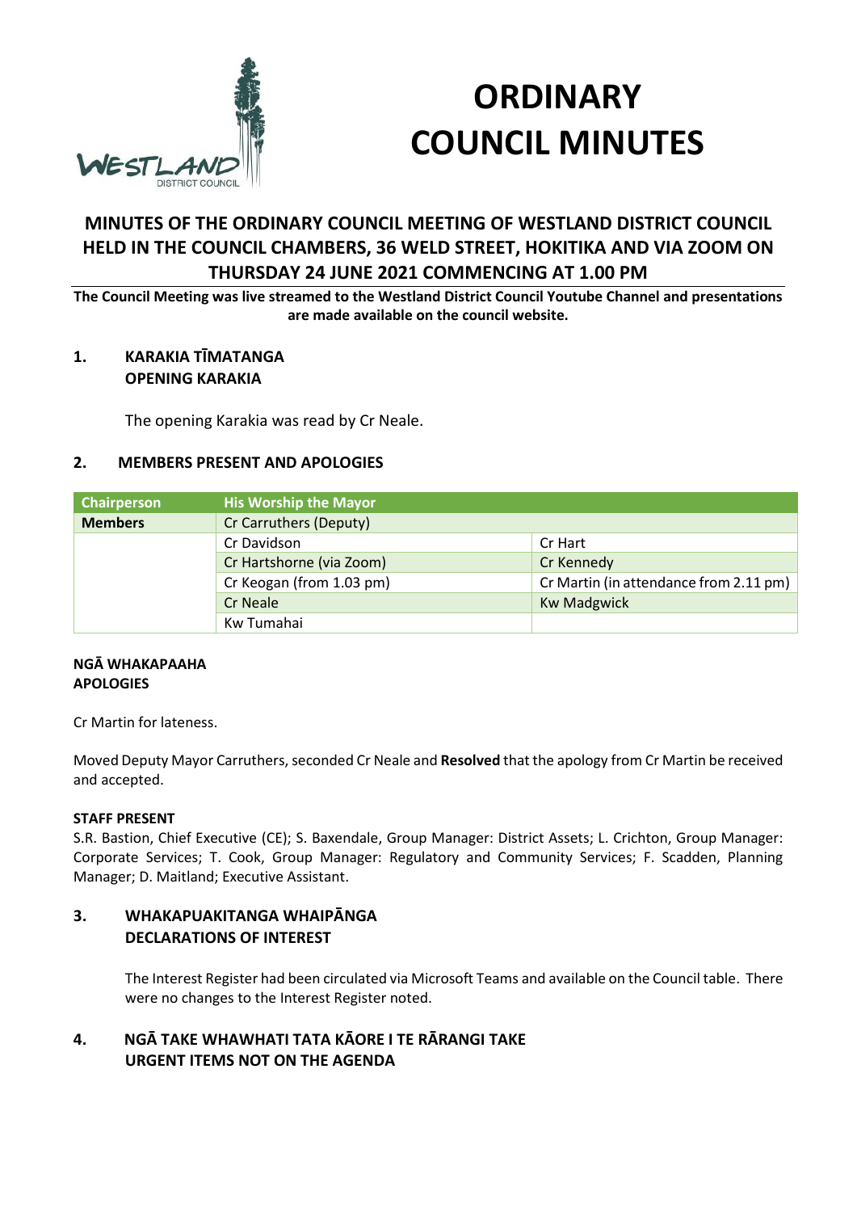# ORDINARY COUNCIL MINUTES

## MINUTES OF THE ORDINARY COUNCIL MEETING OF WESTLAND DISTRICT COUNCIL HELD IN THE COUNCIL CHAMBERS, 36 WELD STREET, HOKITIKA AND VIA ZOOM ON THURSDAY 24 JUNE 2021 COMMENCING AT 1.00 PM

**The Council Meeting was live streamed to the Westland District Council Youtube Channel and presentations are made available on the council website.**

### 1. KARAKIA TĪMATANGA
### OPENING KARAKIA

The opening Karakia was read by Cr Neale.

### 2. MEMBERS PRESENT AND APOLOGIES

| Chairperson | His Worship the Mayor | |
|---|---|---|
| **Members** | Cr Carruthers (Deputy) | |
| | Cr Davidson | Cr Hart |
| | Cr Hartshorne (via Zoom) | Cr Kennedy |
| | Cr Keogan (from 1.03 pm) | Cr Martin (in attendance from 2.11 pm) |
| | Cr Neale | Kw Madgwick |
| | Kw Tumahai | |

**NGĀ WHAKAPAAHA**
**APOLOGIES**

Cr Martin for lateness.

Moved Deputy Mayor Carruthers, seconded Cr Neale and **Resolved** that the apology from Cr Martin be received and accepted.

**STAFF PRESENT**

S.R. Bastion, Chief Executive (CE); S. Baxendale, Group Manager: District Assets; L. Crichton, Group Manager: Corporate Services; T. Cook, Group Manager: Regulatory and Community Services; F. Scadden, Planning Manager; D. Maitland; Executive Assistant.

### 3. WHAKAPUAKITANGA WHAIPĀNGA
### DECLARATIONS OF INTEREST

The Interest Register had been circulated via Microsoft Teams and available on the Council table. There were no changes to the Interest Register noted.

### 4. NGĀ TAKE WHAWHATI TATA KĀORE I TE RĀRANGI TAKE
### URGENT ITEMS NOT ON THE AGENDA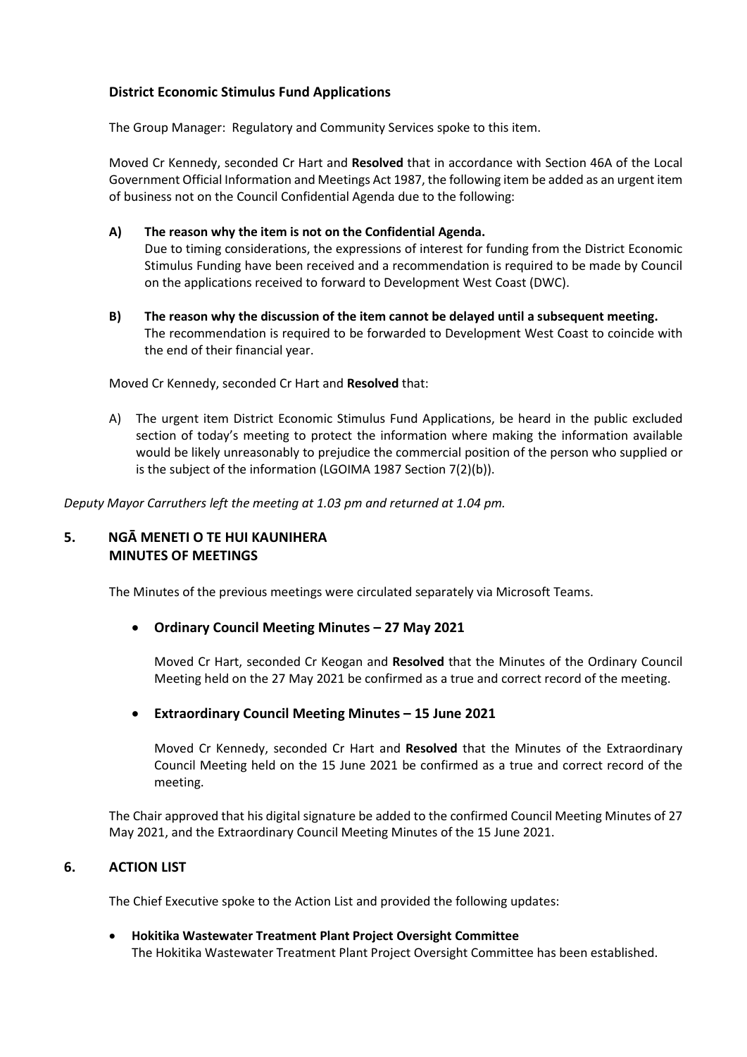### District Economic Stimulus Fund Applications

The Group Manager: Regulatory and Community Services spoke to this item.

Moved Cr Kennedy, seconded Cr Hart and **Resolved** that in accordance with Section 46A of the Local Government Official Information and Meetings Act 1987, the following item be added as an urgent item of business not on the Council Confidential Agenda due to the following:

**A) The reason why the item is not on the Confidential Agenda.**
Due to timing considerations, the expressions of interest for funding from the District Economic Stimulus Funding have been received and a recommendation is required to be made by Council on the applications received to forward to Development West Coast (DWC).

**B) The reason why the discussion of the item cannot be delayed until a subsequent meeting.**
The recommendation is required to be forwarded to Development West Coast to coincide with the end of their financial year.

Moved Cr Kennedy, seconded Cr Hart and **Resolved** that:

A) The urgent item District Economic Stimulus Fund Applications, be heard in the public excluded section of today's meeting to protect the information where making the information available would be likely unreasonably to prejudice the commercial position of the person who supplied or is the subject of the information (LGOIMA 1987 Section 7(2)(b)).

*Deputy Mayor Carruthers left the meeting at 1.03 pm and returned at 1.04 pm.*

## 5. NGĀ MENETI O TE HUI KAUNIHERA
## MINUTES OF MEETINGS

The Minutes of the previous meetings were circulated separately via Microsoft Teams.

- **Ordinary Council Meeting Minutes – 27 May 2021**

  Moved Cr Hart, seconded Cr Keogan and **Resolved** that the Minutes of the Ordinary Council Meeting held on the 27 May 2021 be confirmed as a true and correct record of the meeting.

- **Extraordinary Council Meeting Minutes – 15 June 2021**

  Moved Cr Kennedy, seconded Cr Hart and **Resolved** that the Minutes of the Extraordinary Council Meeting held on the 15 June 2021 be confirmed as a true and correct record of the meeting.

The Chair approved that his digital signature be added to the confirmed Council Meeting Minutes of 27 May 2021, and the Extraordinary Council Meeting Minutes of the 15 June 2021.

## 6. ACTION LIST

The Chief Executive spoke to the Action List and provided the following updates:

- **Hokitika Wastewater Treatment Plant Project Oversight Committee**
  The Hokitika Wastewater Treatment Plant Project Oversight Committee has been established.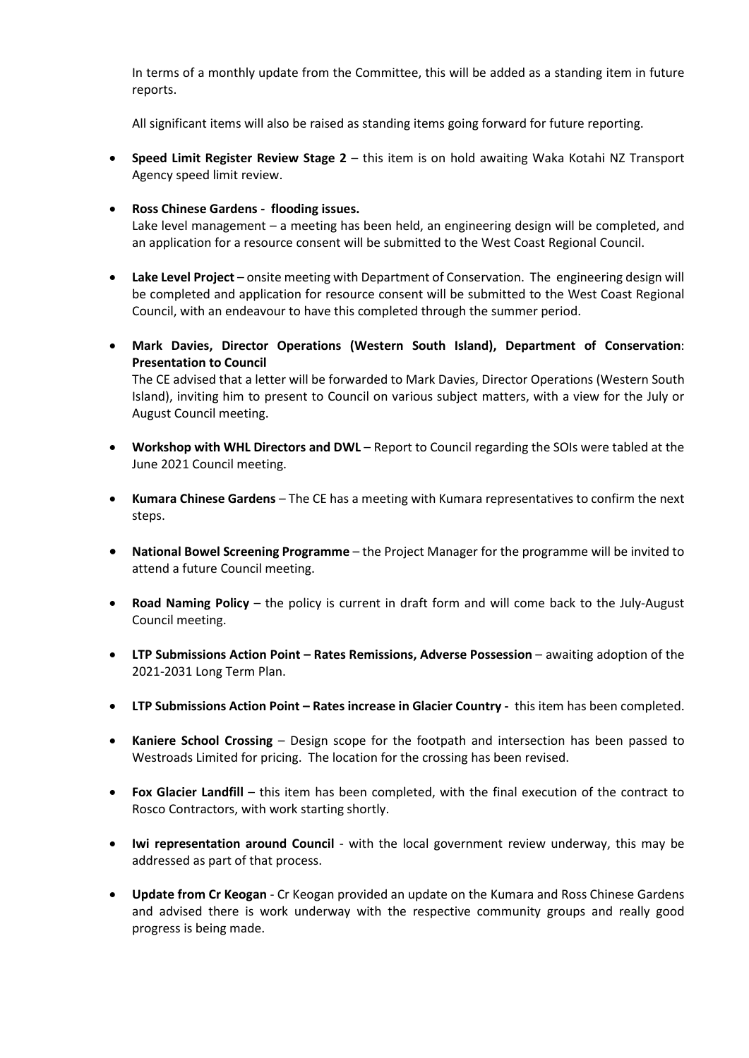In terms of a monthly update from the Committee, this will be added as a standing item in future reports.

All significant items will also be raised as standing items going forward for future reporting.

- **Speed Limit Register Review Stage 2** – this item is on hold awaiting Waka Kotahi NZ Transport Agency speed limit review.
- **Ross Chinese Gardens - flooding issues.**
  Lake level management – a meeting has been held, an engineering design will be completed, and an application for a resource consent will be submitted to the West Coast Regional Council.
- **Lake Level Project** – onsite meeting with Department of Conservation. The engineering design will be completed and application for resource consent will be submitted to the West Coast Regional Council, with an endeavour to have this completed through the summer period.
- **Mark Davies, Director Operations (Western South Island), Department of Conservation**: **Presentation to Council**
  The CE advised that a letter will be forwarded to Mark Davies, Director Operations (Western South Island), inviting him to present to Council on various subject matters, with a view for the July or August Council meeting.
- **Workshop with WHL Directors and DWL** – Report to Council regarding the SOIs were tabled at the June 2021 Council meeting.
- **Kumara Chinese Gardens** – The CE has a meeting with Kumara representatives to confirm the next steps.
- **National Bowel Screening Programme** – the Project Manager for the programme will be invited to attend a future Council meeting.
- **Road Naming Policy** – the policy is current in draft form and will come back to the July-August Council meeting.
- **LTP Submissions Action Point – Rates Remissions, Adverse Possession** – awaiting adoption of the 2021-2031 Long Term Plan.
- **LTP Submissions Action Point – Rates increase in Glacier Country -** this item has been completed.
- **Kaniere School Crossing** – Design scope for the footpath and intersection has been passed to Westroads Limited for pricing. The location for the crossing has been revised.
- **Fox Glacier Landfill** – this item has been completed, with the final execution of the contract to Rosco Contractors, with work starting shortly.
- **Iwi representation around Council** - with the local government review underway, this may be addressed as part of that process.
- **Update from Cr Keogan** - Cr Keogan provided an update on the Kumara and Ross Chinese Gardens and advised there is work underway with the respective community groups and really good progress is being made.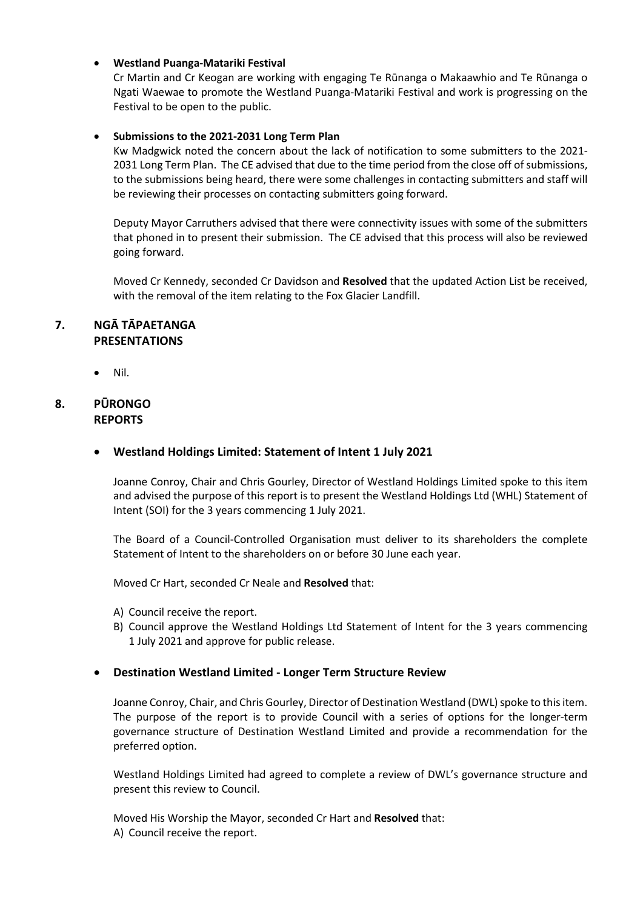- **Westland Puanga-Matariki Festival**
  Cr Martin and Cr Keogan are working with engaging Te Rūnanga o Makaawhio and Te Rūnanga o Ngati Waewae to promote the Westland Puanga-Matariki Festival and work is progressing on the Festival to be open to the public.

- **Submissions to the 2021-2031 Long Term Plan**
  Kw Madgwick noted the concern about the lack of notification to some submitters to the 2021-2031 Long Term Plan. The CE advised that due to the time period from the close off of submissions, to the submissions being heard, there were some challenges in contacting submitters and staff will be reviewing their processes on contacting submitters going forward.

  Deputy Mayor Carruthers advised that there were connectivity issues with some of the submitters that phoned in to present their submission. The CE advised that this process will also be reviewed going forward.

  Moved Cr Kennedy, seconded Cr Davidson and **Resolved** that the updated Action List be received, with the removal of the item relating to the Fox Glacier Landfill.

## 7. NGĀ TĀPAETANGA PRESENTATIONS

- Nil.

## 8. PŪRONGO REPORTS

- **Westland Holdings Limited: Statement of Intent 1 July 2021**

  Joanne Conroy, Chair and Chris Gourley, Director of Westland Holdings Limited spoke to this item and advised the purpose of this report is to present the Westland Holdings Ltd (WHL) Statement of Intent (SOI) for the 3 years commencing 1 July 2021.

  The Board of a Council-Controlled Organisation must deliver to its shareholders the complete Statement of Intent to the shareholders on or before 30 June each year.

  Moved Cr Hart, seconded Cr Neale and **Resolved** that:

  A) Council receive the report.
  B) Council approve the Westland Holdings Ltd Statement of Intent for the 3 years commencing 1 July 2021 and approve for public release.

- **Destination Westland Limited - Longer Term Structure Review**

  Joanne Conroy, Chair, and Chris Gourley, Director of Destination Westland (DWL) spoke to this item. The purpose of the report is to provide Council with a series of options for the longer-term governance structure of Destination Westland Limited and provide a recommendation for the preferred option.

  Westland Holdings Limited had agreed to complete a review of DWL's governance structure and present this review to Council.

  Moved His Worship the Mayor, seconded Cr Hart and **Resolved** that:
  A) Council receive the report.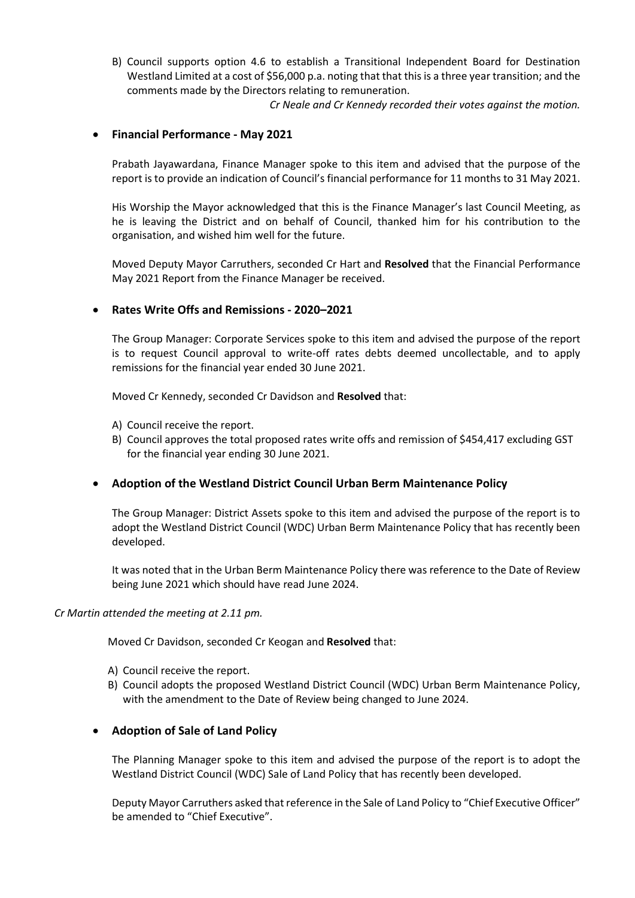B) Council supports option 4.6 to establish a Transitional Independent Board for Destination Westland Limited at a cost of $56,000 p.a. noting that that this is a three year transition; and the comments made by the Directors relating to remuneration.

*Cr Neale and Cr Kennedy recorded their votes against the motion.*

- **Financial Performance - May 2021**

Prabath Jayawardana, Finance Manager spoke to this item and advised that the purpose of the report is to provide an indication of Council's financial performance for 11 months to 31 May 2021.

His Worship the Mayor acknowledged that this is the Finance Manager's last Council Meeting, as he is leaving the District and on behalf of Council, thanked him for his contribution to the organisation, and wished him well for the future.

Moved Deputy Mayor Carruthers, seconded Cr Hart and **Resolved** that the Financial Performance May 2021 Report from the Finance Manager be received.

- **Rates Write Offs and Remissions - 2020–2021**

The Group Manager: Corporate Services spoke to this item and advised the purpose of the report is to request Council approval to write-off rates debts deemed uncollectable, and to apply remissions for the financial year ended 30 June 2021.

Moved Cr Kennedy, seconded Cr Davidson and **Resolved** that:

A) Council receive the report.
B) Council approves the total proposed rates write offs and remission of $454,417 excluding GST for the financial year ending 30 June 2021.

- **Adoption of the Westland District Council Urban Berm Maintenance Policy**

The Group Manager: District Assets spoke to this item and advised the purpose of the report is to adopt the Westland District Council (WDC) Urban Berm Maintenance Policy that has recently been developed.

It was noted that in the Urban Berm Maintenance Policy there was reference to the Date of Review being June 2021 which should have read June 2024.

*Cr Martin attended the meeting at 2.11 pm.*

Moved Cr Davidson, seconded Cr Keogan and **Resolved** that:

A) Council receive the report.
B) Council adopts the proposed Westland District Council (WDC) Urban Berm Maintenance Policy, with the amendment to the Date of Review being changed to June 2024.

- **Adoption of Sale of Land Policy**

The Planning Manager spoke to this item and advised the purpose of the report is to adopt the Westland District Council (WDC) Sale of Land Policy that has recently been developed.

Deputy Mayor Carruthers asked that reference in the Sale of Land Policy to "Chief Executive Officer" be amended to "Chief Executive".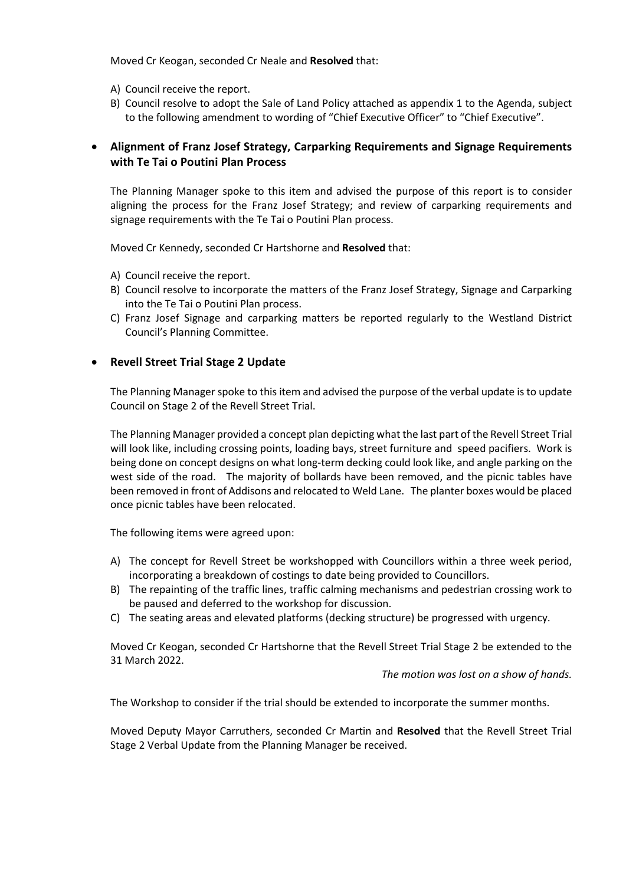Moved Cr Keogan, seconded Cr Neale and **Resolved** that:

A) Council receive the report.
B) Council resolve to adopt the Sale of Land Policy attached as appendix 1 to the Agenda, subject to the following amendment to wording of "Chief Executive Officer" to "Chief Executive".

- **Alignment of Franz Josef Strategy, Carparking Requirements and Signage Requirements with Te Tai o Poutini Plan Process**

The Planning Manager spoke to this item and advised the purpose of this report is to consider aligning the process for the Franz Josef Strategy; and review of carparking requirements and signage requirements with the Te Tai o Poutini Plan process.

Moved Cr Kennedy, seconded Cr Hartshorne and **Resolved** that:

A) Council receive the report.
B) Council resolve to incorporate the matters of the Franz Josef Strategy, Signage and Carparking into the Te Tai o Poutini Plan process.
C) Franz Josef Signage and carparking matters be reported regularly to the Westland District Council's Planning Committee.

- **Revell Street Trial Stage 2 Update**

The Planning Manager spoke to this item and advised the purpose of the verbal update is to update Council on Stage 2 of the Revell Street Trial.

The Planning Manager provided a concept plan depicting what the last part of the Revell Street Trial will look like, including crossing points, loading bays, street furniture and speed pacifiers. Work is being done on concept designs on what long-term decking could look like, and angle parking on the west side of the road. The majority of bollards have been removed, and the picnic tables have been removed in front of Addisons and relocated to Weld Lane. The planter boxes would be placed once picnic tables have been relocated.

The following items were agreed upon:

A) The concept for Revell Street be workshopped with Councillors within a three week period, incorporating a breakdown of costings to date being provided to Councillors.
B) The repainting of the traffic lines, traffic calming mechanisms and pedestrian crossing work to be paused and deferred to the workshop for discussion.
C) The seating areas and elevated platforms (decking structure) be progressed with urgency.

Moved Cr Keogan, seconded Cr Hartshorne that the Revell Street Trial Stage 2 be extended to the 31 March 2022.

*The motion was lost on a show of hands.*

The Workshop to consider if the trial should be extended to incorporate the summer months.

Moved Deputy Mayor Carruthers, seconded Cr Martin and **Resolved** that the Revell Street Trial Stage 2 Verbal Update from the Planning Manager be received.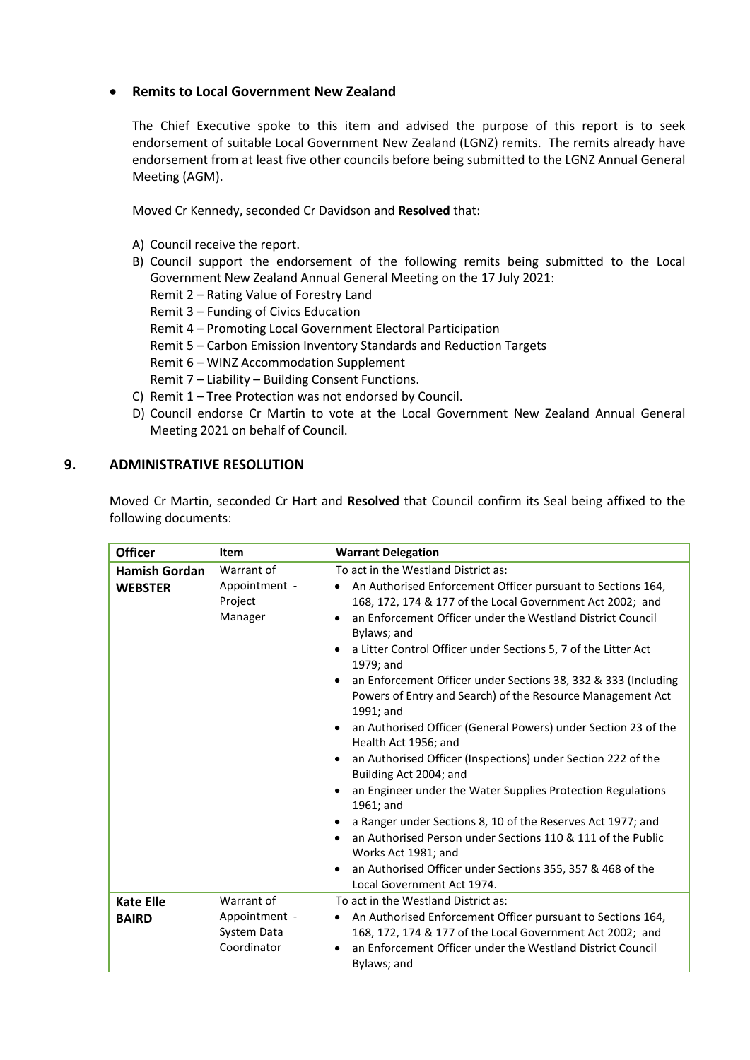- **Remits to Local Government New Zealand**

  The Chief Executive spoke to this item and advised the purpose of this report is to seek endorsement of suitable Local Government New Zealand (LGNZ) remits. The remits already have endorsement from at least five other councils before being submitted to the LGNZ Annual General Meeting (AGM).

  Moved Cr Kennedy, seconded Cr Davidson and **Resolved** that:

  A) Council receive the report.
  B) Council support the endorsement of the following remits being submitted to the Local Government New Zealand Annual General Meeting on the 17 July 2021:
     Remit 2 – Rating Value of Forestry Land
     Remit 3 – Funding of Civics Education
     Remit 4 – Promoting Local Government Electoral Participation
     Remit 5 – Carbon Emission Inventory Standards and Reduction Targets
     Remit 6 – WINZ Accommodation Supplement
     Remit 7 – Liability – Building Consent Functions.
  C) Remit 1 – Tree Protection was not endorsed by Council.
  D) Council endorse Cr Martin to vote at the Local Government New Zealand Annual General Meeting 2021 on behalf of Council.

## 9. ADMINISTRATIVE RESOLUTION

Moved Cr Martin, seconded Cr Hart and **Resolved** that Council confirm its Seal being affixed to the following documents:

| **Officer** | **Item** | **Warrant Delegation** |
|---|---|---|
| **Hamish Gordan WEBSTER** | Warrant of Appointment - Project Manager | To act in the Westland District as:<br>• An Authorised Enforcement Officer pursuant to Sections 164, 168, 172, 174 & 177 of the Local Government Act 2002; and<br>• an Enforcement Officer under the Westland District Council Bylaws; and<br>• a Litter Control Officer under Sections 5, 7 of the Litter Act 1979; and<br>• an Enforcement Officer under Sections 38, 332 & 333 (Including Powers of Entry and Search) of the Resource Management Act 1991; and<br>• an Authorised Officer (General Powers) under Section 23 of the Health Act 1956; and<br>• an Authorised Officer (Inspections) under Section 222 of the Building Act 2004; and<br>• an Engineer under the Water Supplies Protection Regulations 1961; and<br>• a Ranger under Sections 8, 10 of the Reserves Act 1977; and<br>• an Authorised Person under Sections 110 & 111 of the Public Works Act 1981; and<br>• an Authorised Officer under Sections 355, 357 & 468 of the Local Government Act 1974. |
| **Kate Elle BAIRD** | Warrant of Appointment - System Data Coordinator | To act in the Westland District as:<br>• An Authorised Enforcement Officer pursuant to Sections 164, 168, 172, 174 & 177 of the Local Government Act 2002; and<br>• an Enforcement Officer under the Westland District Council Bylaws; and |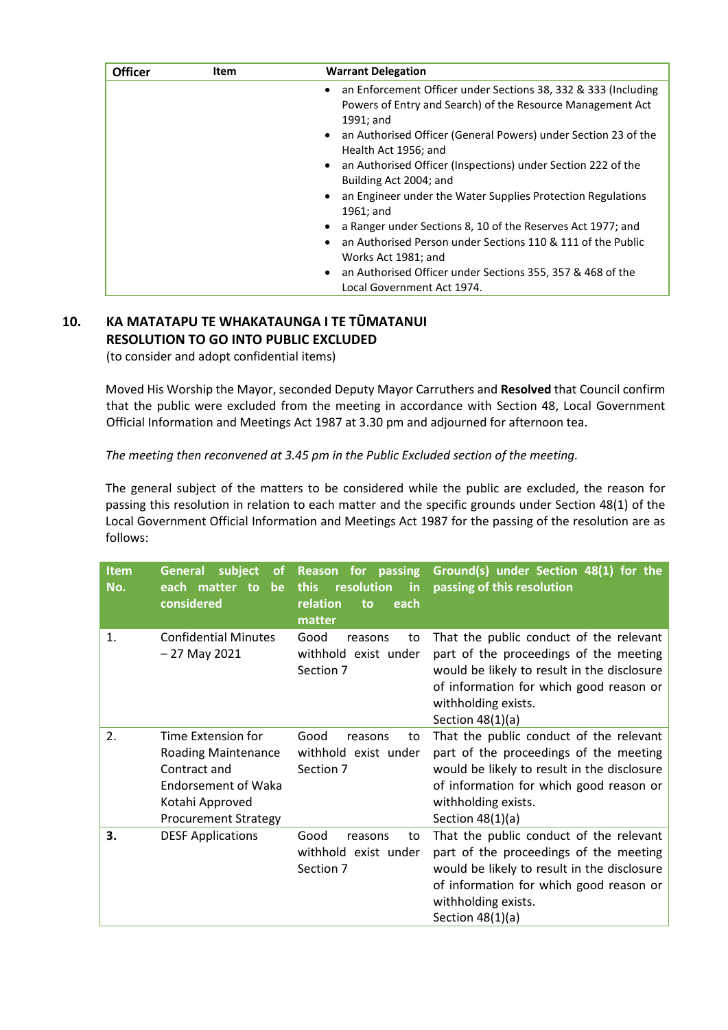| Officer | Item | Warrant Delegation |
|---|---|---|
| | | • an Enforcement Officer under Sections 38, 332 & 333 (Including Powers of Entry and Search) of the Resource Management Act 1991; and<br>• an Authorised Officer (General Powers) under Section 23 of the Health Act 1956; and<br>• an Authorised Officer (Inspections) under Section 222 of the Building Act 2004; and<br>• an Engineer under the Water Supplies Protection Regulations 1961; and<br>• a Ranger under Sections 8, 10 of the Reserves Act 1977; and<br>• an Authorised Person under Sections 110 & 111 of the Public Works Act 1981; and<br>• an Authorised Officer under Sections 355, 357 & 468 of the Local Government Act 1974. |

## 10. KA MATATAPU TE WHAKATAUNGA I TE TŪMATANUI RESOLUTION TO GO INTO PUBLIC EXCLUDED

(to consider and adopt confidential items)

Moved His Worship the Mayor, seconded Deputy Mayor Carruthers and **Resolved** that Council confirm that the public were excluded from the meeting in accordance with Section 48, Local Government Official Information and Meetings Act 1987 at 3.30 pm and adjourned for afternoon tea.

*The meeting then reconvened at 3.45 pm in the Public Excluded section of the meeting.*

The general subject of the matters to be considered while the public are excluded, the reason for passing this resolution in relation to each matter and the specific grounds under Section 48(1) of the Local Government Official Information and Meetings Act 1987 for the passing of the resolution are as follows:

| Item No. | General subject of each matter to be considered | Reason for passing this resolution in relation to each matter | Ground(s) under Section 48(1) for the passing of this resolution |
|---|---|---|---|
| 1. | Confidential Minutes – 27 May 2021 | Good reasons to withhold exist under Section 7 | That the public conduct of the relevant part of the proceedings of the meeting would be likely to result in the disclosure of information for which good reason or withholding exists.<br>Section 48(1)(a) |
| 2. | Time Extension for Roading Maintenance Contract and Endorsement of Waka Kotahi Approved Procurement Strategy | Good reasons to withhold exist under Section 7 | That the public conduct of the relevant part of the proceedings of the meeting would be likely to result in the disclosure of information for which good reason or withholding exists.<br>Section 48(1)(a) |
| **3.** | DESF Applications | Good reasons to withhold exist under Section 7 | That the public conduct of the relevant part of the proceedings of the meeting would be likely to result in the disclosure of information for which good reason or withholding exists.<br>Section 48(1)(a) |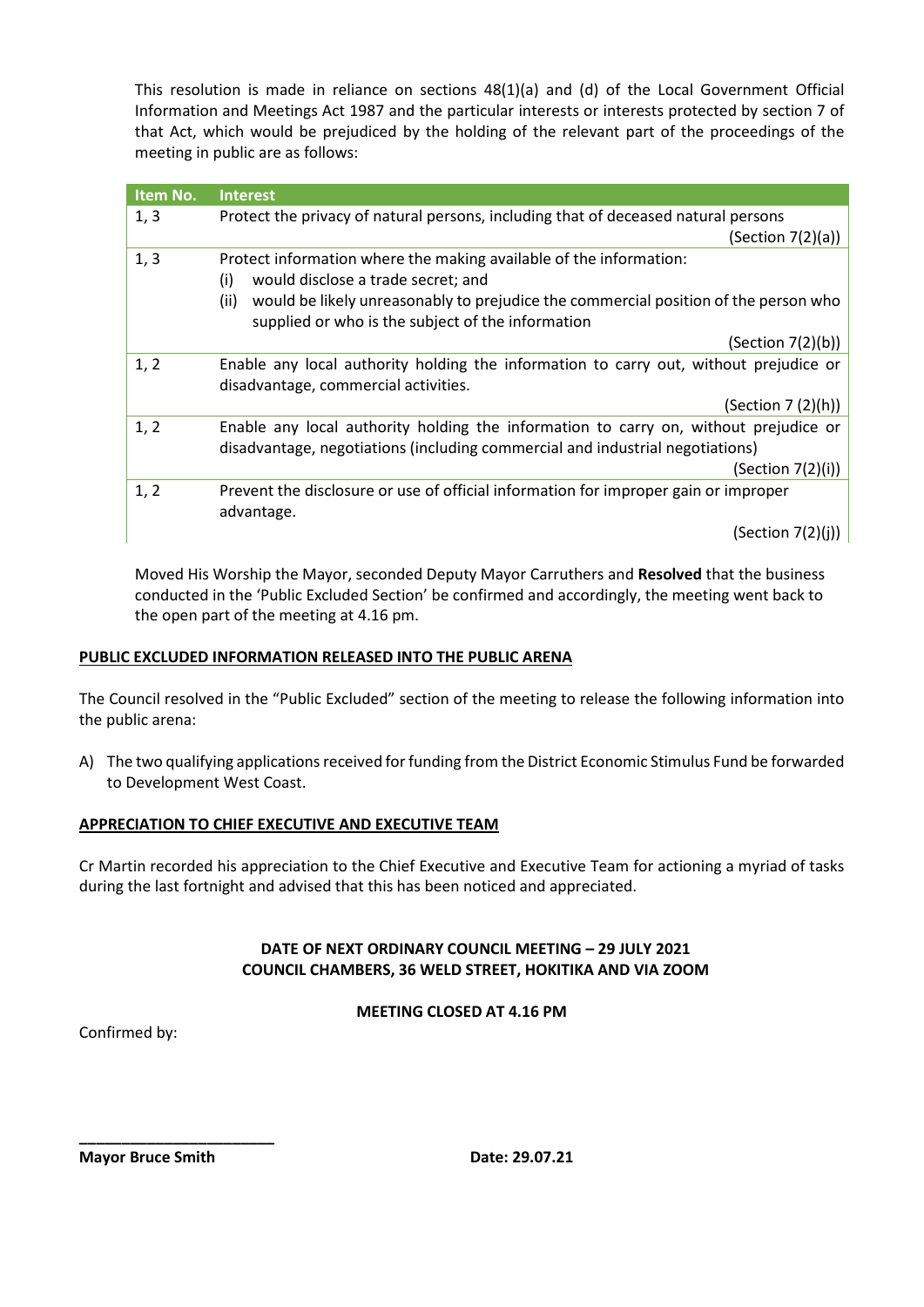This resolution is made in reliance on sections 48(1)(a) and (d) of the Local Government Official Information and Meetings Act 1987 and the particular interests or interests protected by section 7 of that Act, which would be prejudiced by the holding of the relevant part of the proceedings of the meeting in public are as follows:

| Item No. | Interest |
|---|---|
| 1, 3 | Protect the privacy of natural persons, including that of deceased natural persons (Section 7(2)(a)) |
| 1, 3 | Protect information where the making available of the information: (i) would disclose a trade secret; and (ii) would be likely unreasonably to prejudice the commercial position of the person who supplied or who is the subject of the information (Section 7(2)(b)) |
| 1, 2 | Enable any local authority holding the information to carry out, without prejudice or disadvantage, commercial activities. (Section 7 (2)(h)) |
| 1, 2 | Enable any local authority holding the information to carry on, without prejudice or disadvantage, negotiations (including commercial and industrial negotiations) (Section 7(2)(i)) |
| 1, 2 | Prevent the disclosure or use of official information for improper gain or improper advantage. (Section 7(2)(j)) |

Moved His Worship the Mayor, seconded Deputy Mayor Carruthers and **Resolved** that the business conducted in the 'Public Excluded Section' be confirmed and accordingly, the meeting went back to the open part of the meeting at 4.16 pm.

**PUBLIC EXCLUDED INFORMATION RELEASED INTO THE PUBLIC ARENA**

The Council resolved in the "Public Excluded" section of the meeting to release the following information into the public arena:

A) The two qualifying applications received for funding from the District Economic Stimulus Fund be forwarded to Development West Coast.

**APPRECIATION TO CHIEF EXECUTIVE AND EXECUTIVE TEAM**

Cr Martin recorded his appreciation to the Chief Executive and Executive Team for actioning a myriad of tasks during the last fortnight and advised that this has been noticed and appreciated.

**DATE OF NEXT ORDINARY COUNCIL MEETING – 29 JULY 2021**
**COUNCIL CHAMBERS, 36 WELD STREET, HOKITIKA AND VIA ZOOM**

**MEETING CLOSED AT 4.16 PM**

Confirmed by:

\_\_\_\_\_\_\_\_\_\_\_\_\_\_\_\_\_\_\_\_\_\_\_\_

**Mayor Bruce Smith** **Date: 29.07.21**